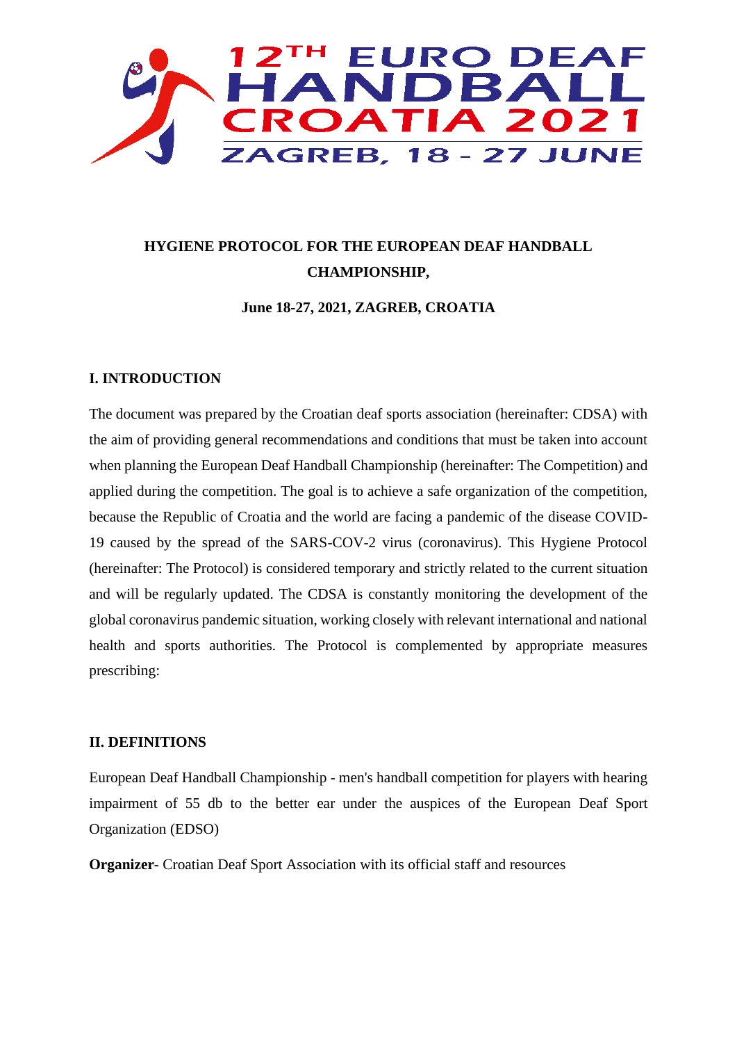12TH EURO DEAF HANDBALL CROATIA 2021

ZAGREB, 18 - 27 JUNE

# HYGIENE PROTOCOL FOR THE EUROPEAN DEAF HANDBALL CHAMPIONSHIP,

**June 18-27, 2021, ZAGREB, CROATIA**

## I. INTRODUCTION

The document was prepared by the Croatian deaf sports association (hereinafter: CDSA) with the aim of providing general recommendations and conditions that must be taken into account when planning the European Deaf Handball Championship (hereinafter: The Competition) and applied during the competition. The goal is to achieve a safe organization of the competition, because the Republic of Croatia and the world are facing a pandemic of the disease COVID-19 caused by the spread of the SARS-COV-2 virus (coronavirus). This Hygiene Protocol (hereinafter: The Protocol) is considered temporary and strictly related to the current situation and will be regularly updated. The CDSA is constantly monitoring the development of the global coronavirus pandemic situation, working closely with relevant international and national health and sports authorities. The Protocol is complemented by appropriate measures prescribing:

## II. DEFINITIONS

European Deaf Handball Championship - men's handball competition for players with hearing impairment of 55 db to the better ear under the auspices of the European Deaf Sport Organization (EDSO)

**Organizer**- Croatian Deaf Sport Association with its official staff and resources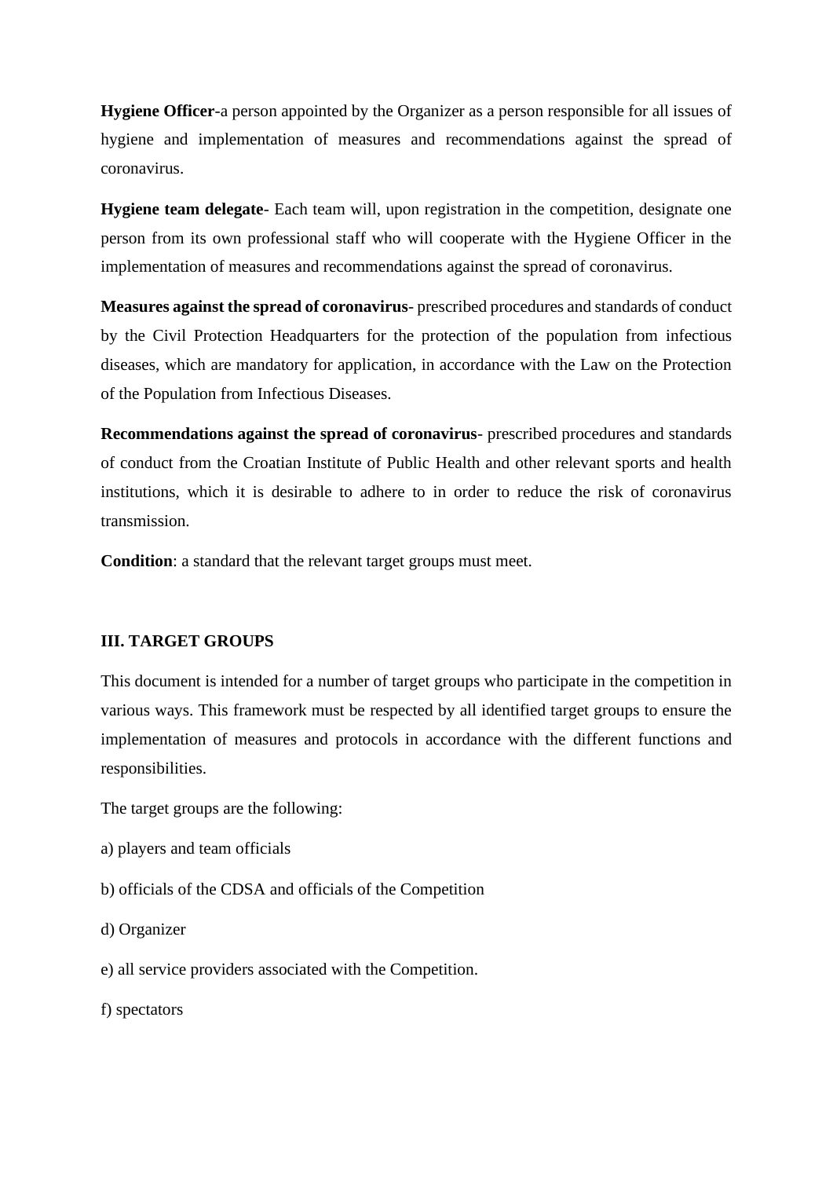**Hygiene Officer**-a person appointed by the Organizer as a person responsible for all issues of hygiene and implementation of measures and recommendations against the spread of coronavirus.

**Hygiene team delegate**- Each team will, upon registration in the competition, designate one person from its own professional staff who will cooperate with the Hygiene Officer in the implementation of measures and recommendations against the spread of coronavirus.

**Measures against the spread of coronavirus**- prescribed procedures and standards of conduct by the Civil Protection Headquarters for the protection of the population from infectious diseases, which are mandatory for application, in accordance with the Law on the Protection of the Population from Infectious Diseases.

**Recommendations against the spread of coronavirus**- prescribed procedures and standards of conduct from the Croatian Institute of Public Health and other relevant sports and health institutions, which it is desirable to adhere to in order to reduce the risk of coronavirus transmission.

**Condition**: a standard that the relevant target groups must meet.

## III. TARGET GROUPS

This document is intended for a number of target groups who participate in the competition in various ways. This framework must be respected by all identified target groups to ensure the implementation of measures and protocols in accordance with the different functions and responsibilities.

The target groups are the following:

a) players and team officials

b) officials of the CDSA and officials of the Competition

d) Organizer

e) all service providers associated with the Competition.

f) spectators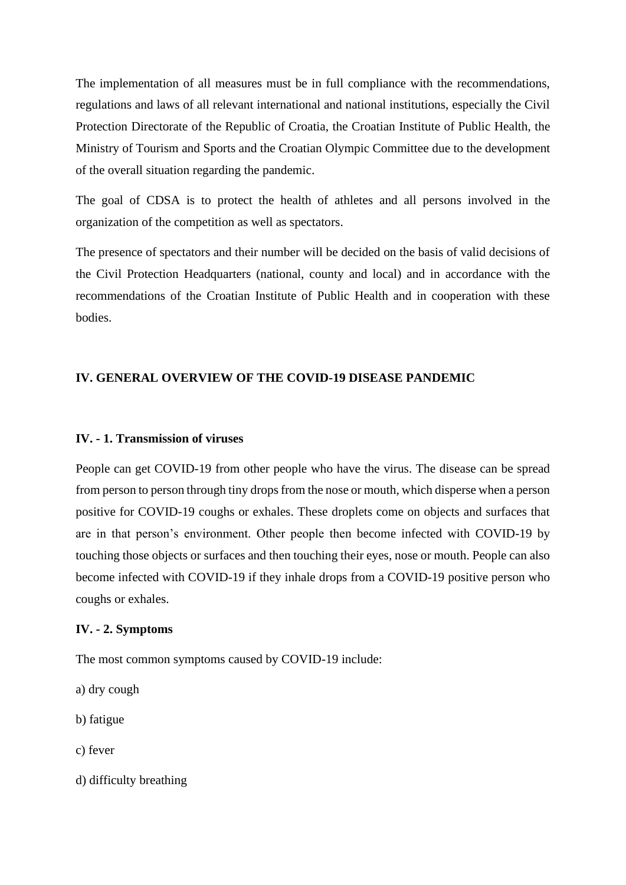The implementation of all measures must be in full compliance with the recommendations, regulations and laws of all relevant international and national institutions, especially the Civil Protection Directorate of the Republic of Croatia, the Croatian Institute of Public Health, the Ministry of Tourism and Sports and the Croatian Olympic Committee due to the development of the overall situation regarding the pandemic.

The goal of CDSA is to protect the health of athletes and all persons involved in the organization of the competition as well as spectators.

The presence of spectators and their number will be decided on the basis of valid decisions of the Civil Protection Headquarters (national, county and local) and in accordance with the recommendations of the Croatian Institute of Public Health and in cooperation with these bodies.

## IV. GENERAL OVERVIEW OF THE COVID-19 DISEASE PANDEMIC

### IV. - 1. Transmission of viruses

People can get COVID-19 from other people who have the virus. The disease can be spread from person to person through tiny drops from the nose or mouth, which disperse when a person positive for COVID-19 coughs or exhales. These droplets come on objects and surfaces that are in that person's environment. Other people then become infected with COVID-19 by touching those objects or surfaces and then touching their eyes, nose or mouth. People can also become infected with COVID-19 if they inhale drops from a COVID-19 positive person who coughs or exhales.

### IV. - 2. Symptoms

The most common symptoms caused by COVID-19 include:

a) dry cough

b) fatigue

c) fever

d) difficulty breathing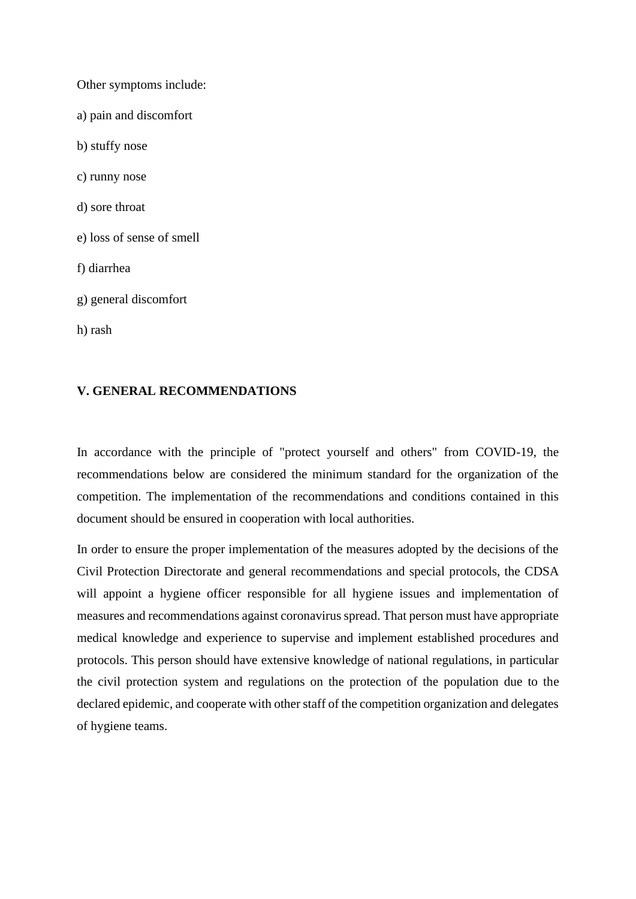Other symptoms include:

a) pain and discomfort

b) stuffy nose

c) runny nose

d) sore throat

e) loss of sense of smell

f) diarrhea

g) general discomfort

h) rash

## V. GENERAL RECOMMENDATIONS

In accordance with the principle of "protect yourself and others" from COVID-19, the recommendations below are considered the minimum standard for the organization of the competition. The implementation of the recommendations and conditions contained in this document should be ensured in cooperation with local authorities.

In order to ensure the proper implementation of the measures adopted by the decisions of the Civil Protection Directorate and general recommendations and special protocols, the CDSA will appoint a hygiene officer responsible for all hygiene issues and implementation of measures and recommendations against coronavirus spread. That person must have appropriate medical knowledge and experience to supervise and implement established procedures and protocols. This person should have extensive knowledge of national regulations, in particular the civil protection system and regulations on the protection of the population due to the declared epidemic, and cooperate with other staff of the competition organization and delegates of hygiene teams.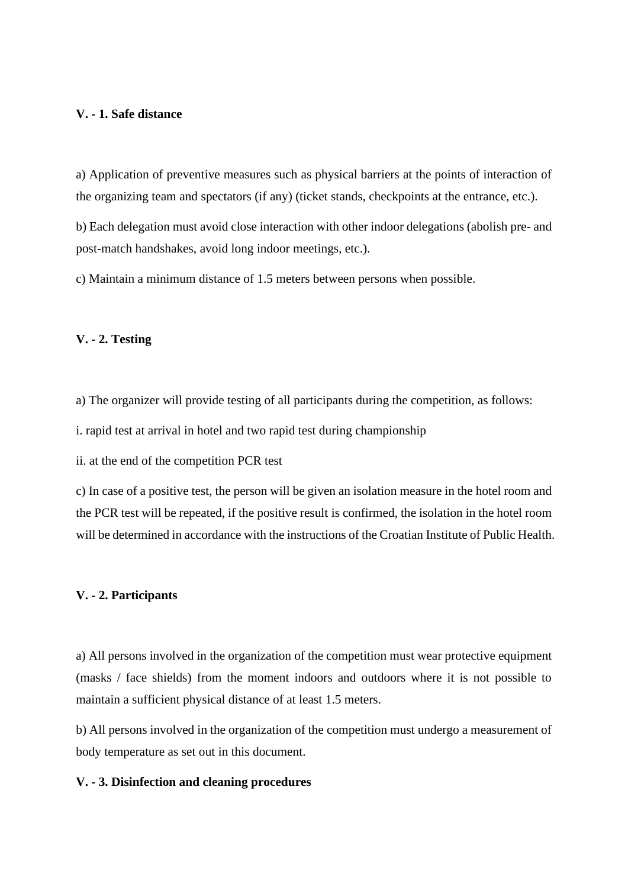**V. - 1. Safe distance**

a) Application of preventive measures such as physical barriers at the points of interaction of the organizing team and spectators (if any) (ticket stands, checkpoints at the entrance, etc.).

b) Each delegation must avoid close interaction with other indoor delegations (abolish pre- and post-match handshakes, avoid long indoor meetings, etc.).

c) Maintain a minimum distance of 1.5 meters between persons when possible.

**V. - 2. Testing**

a) The organizer will provide testing of all participants during the competition, as follows:

i. rapid test at arrival in hotel and two rapid test during championship

ii. at the end of the competition PCR test

c) In case of a positive test, the person will be given an isolation measure in the hotel room and the PCR test will be repeated, if the positive result is confirmed, the isolation in the hotel room will be determined in accordance with the instructions of the Croatian Institute of Public Health.

**V. - 2. Participants**

a) All persons involved in the organization of the competition must wear protective equipment (masks / face shields) from the moment indoors and outdoors where it is not possible to maintain a sufficient physical distance of at least 1.5 meters.

b) All persons involved in the organization of the competition must undergo a measurement of body temperature as set out in this document.

**V. - 3. Disinfection and cleaning procedures**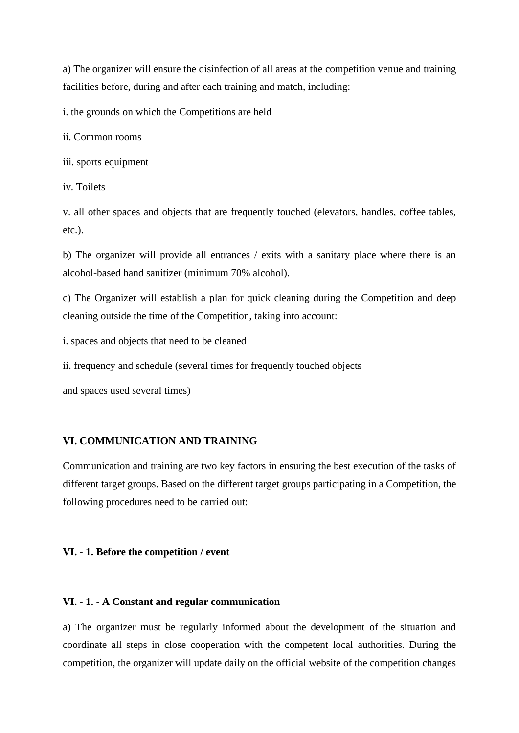a) The organizer will ensure the disinfection of all areas at the competition venue and training facilities before, during and after each training and match, including:

i. the grounds on which the Competitions are held

ii. Common rooms

iii. sports equipment

iv. Toilets

v. all other spaces and objects that are frequently touched (elevators, handles, coffee tables, etc.).

b) The organizer will provide all entrances / exits with a sanitary place where there is an alcohol-based hand sanitizer (minimum 70% alcohol).

c) The Organizer will establish a plan for quick cleaning during the Competition and deep cleaning outside the time of the Competition, taking into account:

i. spaces and objects that need to be cleaned

ii. frequency and schedule (several times for frequently touched objects

and spaces used several times)

## VI. COMMUNICATION AND TRAINING

Communication and training are two key factors in ensuring the best execution of the tasks of different target groups. Based on the different target groups participating in a Competition, the following procedures need to be carried out:

### VI. - 1. Before the competition / event

#### VI. - 1. - A Constant and regular communication

a) The organizer must be regularly informed about the development of the situation and coordinate all steps in close cooperation with the competent local authorities. During the competition, the organizer will update daily on the official website of the competition changes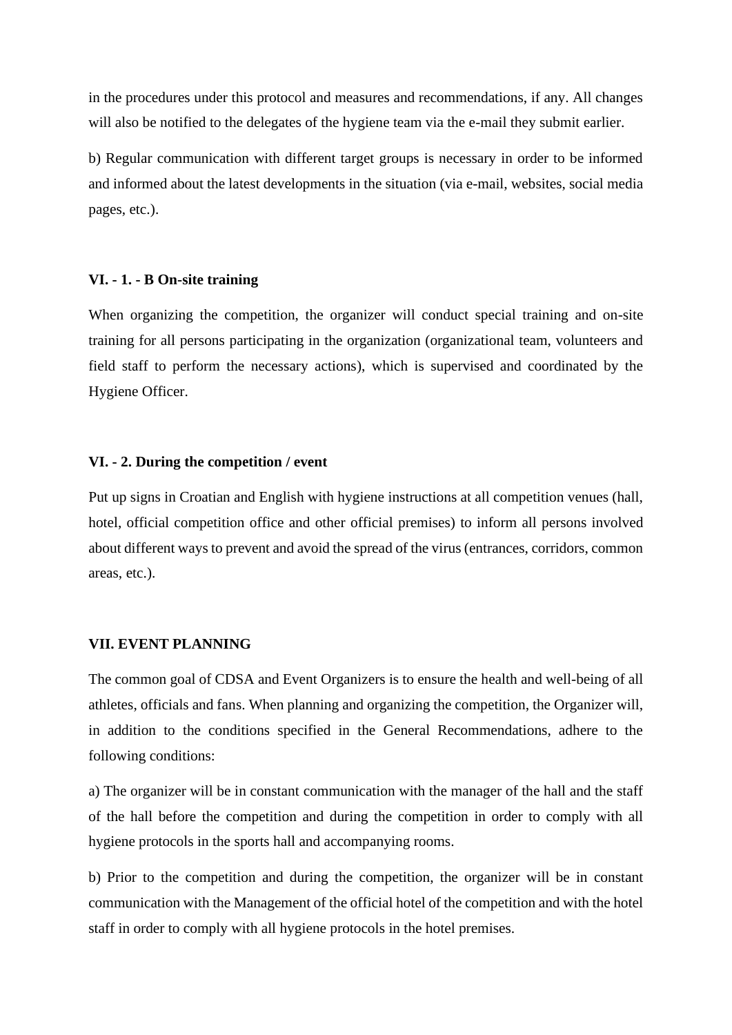in the procedures under this protocol and measures and recommendations, if any. All changes will also be notified to the delegates of the hygiene team via the e-mail they submit earlier.

b) Regular communication with different target groups is necessary in order to be informed and informed about the latest developments in the situation (via e-mail, websites, social media pages, etc.).

**VI. - 1. - B On-site training**

When organizing the competition, the organizer will conduct special training and on-site training for all persons participating in the organization (organizational team, volunteers and field staff to perform the necessary actions), which is supervised and coordinated by the Hygiene Officer.

**VI. - 2. During the competition / event**

Put up signs in Croatian and English with hygiene instructions at all competition venues (hall, hotel, official competition office and other official premises) to inform all persons involved about different ways to prevent and avoid the spread of the virus (entrances, corridors, common areas, etc.).

**VII. EVENT PLANNING**

The common goal of CDSA and Event Organizers is to ensure the health and well-being of all athletes, officials and fans. When planning and organizing the competition, the Organizer will, in addition to the conditions specified in the General Recommendations, adhere to the following conditions:

a) The organizer will be in constant communication with the manager of the hall and the staff of the hall before the competition and during the competition in order to comply with all hygiene protocols in the sports hall and accompanying rooms.

b) Prior to the competition and during the competition, the organizer will be in constant communication with the Management of the official hotel of the competition and with the hotel staff in order to comply with all hygiene protocols in the hotel premises.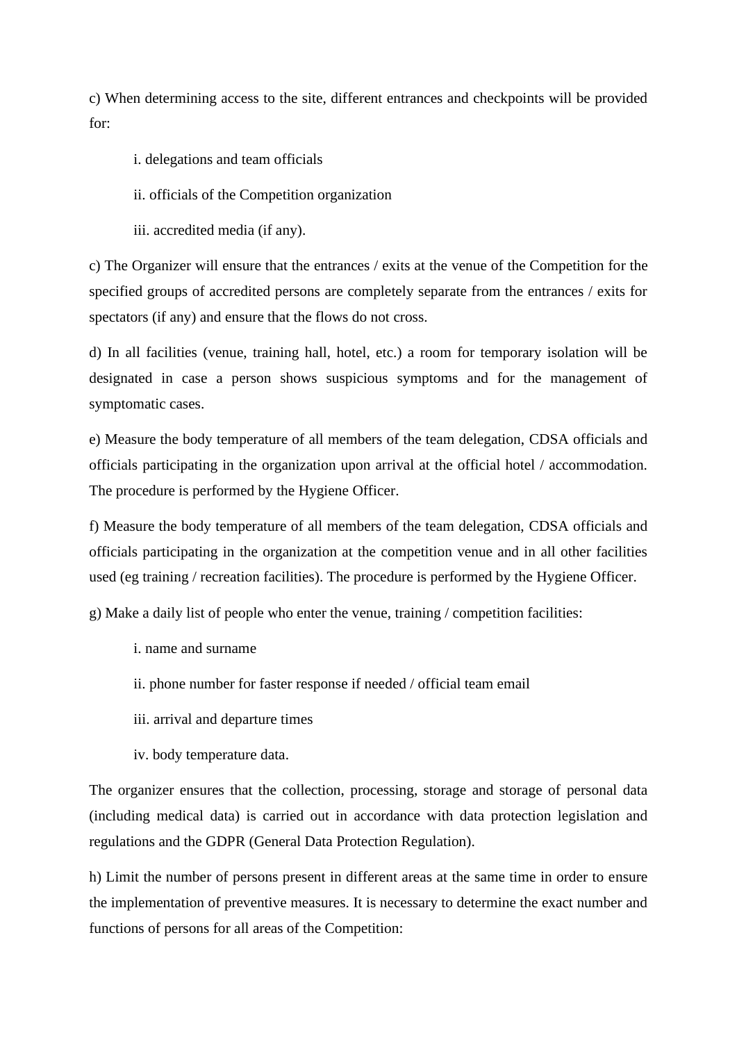c) When determining access to the site, different entrances and checkpoints will be provided for:

i. delegations and team officials

ii. officials of the Competition organization

iii. accredited media (if any).

c) The Organizer will ensure that the entrances / exits at the venue of the Competition for the specified groups of accredited persons are completely separate from the entrances / exits for spectators (if any) and ensure that the flows do not cross.

d) In all facilities (venue, training hall, hotel, etc.) a room for temporary isolation will be designated in case a person shows suspicious symptoms and for the management of symptomatic cases.

e) Measure the body temperature of all members of the team delegation, CDSA officials and officials participating in the organization upon arrival at the official hotel / accommodation. The procedure is performed by the Hygiene Officer.

f) Measure the body temperature of all members of the team delegation, CDSA officials and officials participating in the organization at the competition venue and in all other facilities used (eg training / recreation facilities). The procedure is performed by the Hygiene Officer.

g) Make a daily list of people who enter the venue, training / competition facilities:

i. name and surname

ii. phone number for faster response if needed / official team email

iii. arrival and departure times

iv. body temperature data.

The organizer ensures that the collection, processing, storage and storage of personal data (including medical data) is carried out in accordance with data protection legislation and regulations and the GDPR (General Data Protection Regulation).

h) Limit the number of persons present in different areas at the same time in order to ensure the implementation of preventive measures. It is necessary to determine the exact number and functions of persons for all areas of the Competition: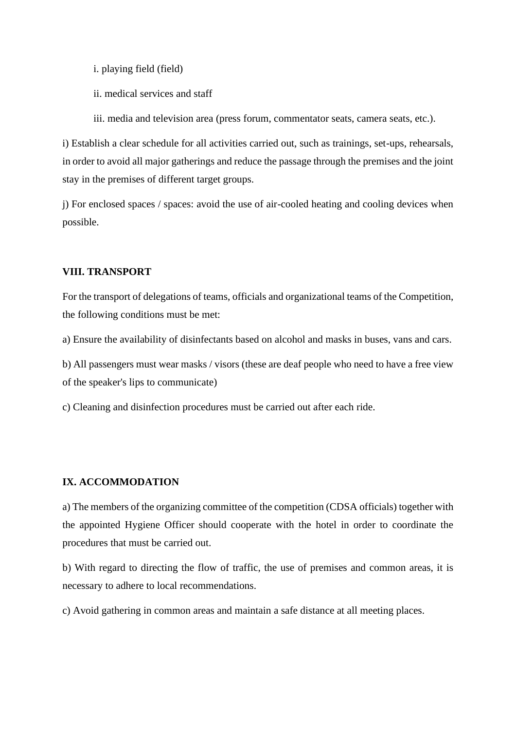i. playing field (field)

ii. medical services and staff

iii. media and television area (press forum, commentator seats, camera seats, etc.).

i) Establish a clear schedule for all activities carried out, such as trainings, set-ups, rehearsals, in order to avoid all major gatherings and reduce the passage through the premises and the joint stay in the premises of different target groups.

j) For enclosed spaces / spaces: avoid the use of air-cooled heating and cooling devices when possible.

## VIII. TRANSPORT

For the transport of delegations of teams, officials and organizational teams of the Competition, the following conditions must be met:

a) Ensure the availability of disinfectants based on alcohol and masks in buses, vans and cars.

b) All passengers must wear masks / visors (these are deaf people who need to have a free view of the speaker's lips to communicate)

c) Cleaning and disinfection procedures must be carried out after each ride.

## IX. ACCOMMODATION

a) The members of the organizing committee of the competition (CDSA officials) together with the appointed Hygiene Officer should cooperate with the hotel in order to coordinate the procedures that must be carried out.

b) With regard to directing the flow of traffic, the use of premises and common areas, it is necessary to adhere to local recommendations.

c) Avoid gathering in common areas and maintain a safe distance at all meeting places.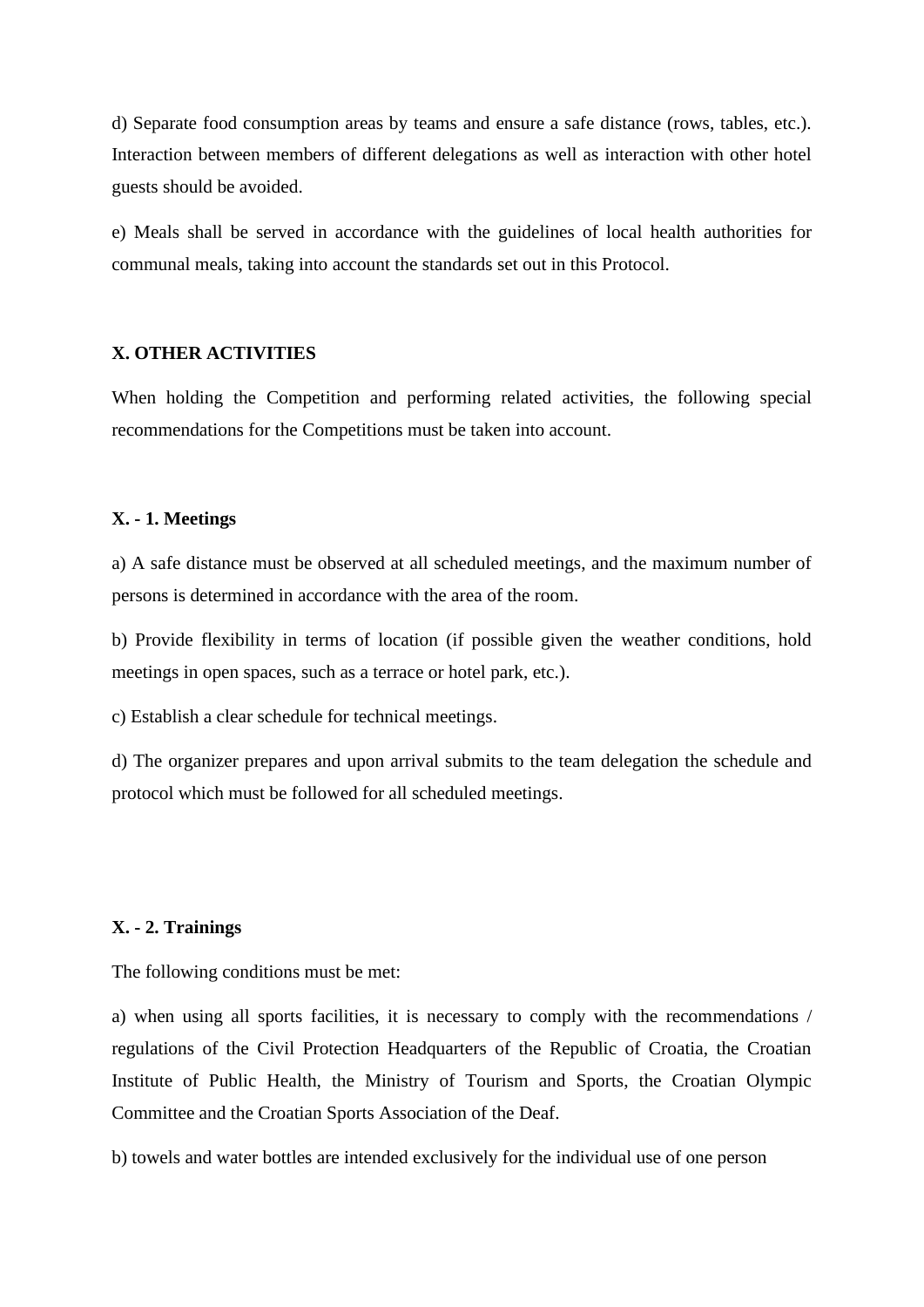d) Separate food consumption areas by teams and ensure a safe distance (rows, tables, etc.). Interaction between members of different delegations as well as interaction with other hotel guests should be avoided.

e) Meals shall be served in accordance with the guidelines of local health authorities for communal meals, taking into account the standards set out in this Protocol.

## X. OTHER ACTIVITIES

When holding the Competition and performing related activities, the following special recommendations for the Competitions must be taken into account.

### X. - 1. Meetings

a) A safe distance must be observed at all scheduled meetings, and the maximum number of persons is determined in accordance with the area of the room.

b) Provide flexibility in terms of location (if possible given the weather conditions, hold meetings in open spaces, such as a terrace or hotel park, etc.).

c) Establish a clear schedule for technical meetings.

d) The organizer prepares and upon arrival submits to the team delegation the schedule and protocol which must be followed for all scheduled meetings.

### X. - 2. Trainings

The following conditions must be met:

a) when using all sports facilities, it is necessary to comply with the recommendations / regulations of the Civil Protection Headquarters of the Republic of Croatia, the Croatian Institute of Public Health, the Ministry of Tourism and Sports, the Croatian Olympic Committee and the Croatian Sports Association of the Deaf.

b) towels and water bottles are intended exclusively for the individual use of one person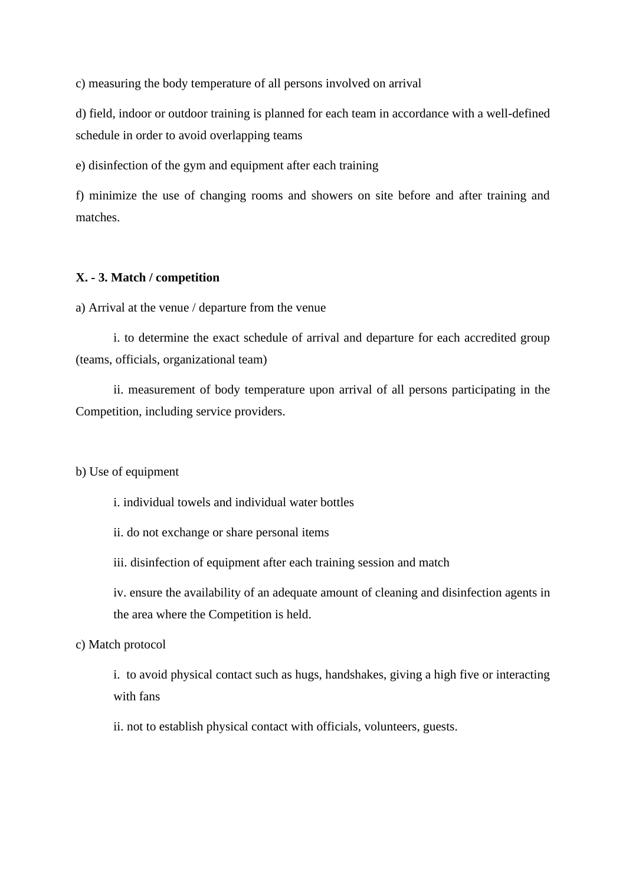c) measuring the body temperature of all persons involved on arrival

d) field, indoor or outdoor training is planned for each team in accordance with a well-defined schedule in order to avoid overlapping teams

e) disinfection of the gym and equipment after each training

f) minimize the use of changing rooms and showers on site before and after training and matches.

**X. - 3. Match / competition**

a) Arrival at the venue / departure from the venue

i. to determine the exact schedule of arrival and departure for each accredited group (teams, officials, organizational team)

ii. measurement of body temperature upon arrival of all persons participating in the Competition, including service providers.

b) Use of equipment

i. individual towels and individual water bottles

ii. do not exchange or share personal items

iii. disinfection of equipment after each training session and match

iv. ensure the availability of an adequate amount of cleaning and disinfection agents in the area where the Competition is held.

c) Match protocol

i. to avoid physical contact such as hugs, handshakes, giving a high five or interacting with fans

ii. not to establish physical contact with officials, volunteers, guests.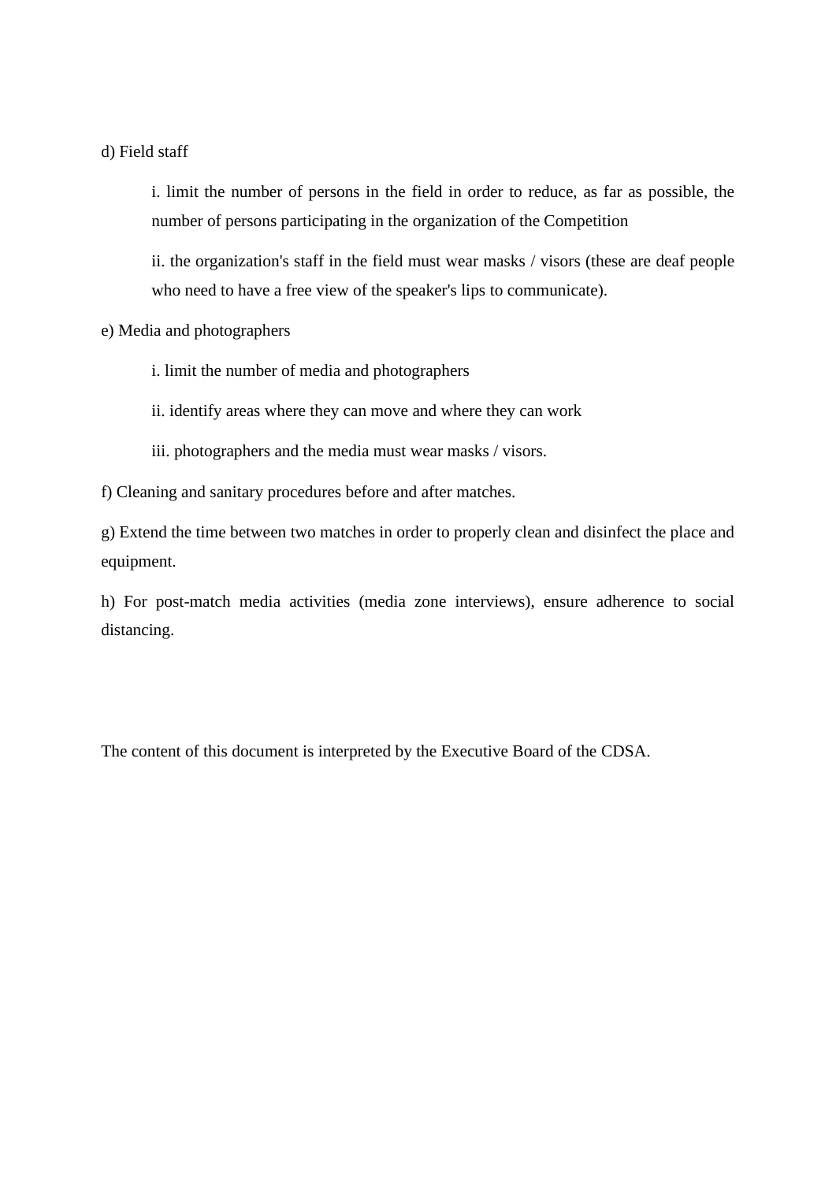d) Field staff

i. limit the number of persons in the field in order to reduce, as far as possible, the number of persons participating in the organization of the Competition

ii. the organization's staff in the field must wear masks / visors (these are deaf people who need to have a free view of the speaker's lips to communicate).

e) Media and photographers

i. limit the number of media and photographers

ii. identify areas where they can move and where they can work

iii. photographers and the media must wear masks / visors.

f) Cleaning and sanitary procedures before and after matches.

g) Extend the time between two matches in order to properly clean and disinfect the place and equipment.

h) For post-match media activities (media zone interviews), ensure adherence to social distancing.

The content of this document is interpreted by the Executive Board of the CDSA.